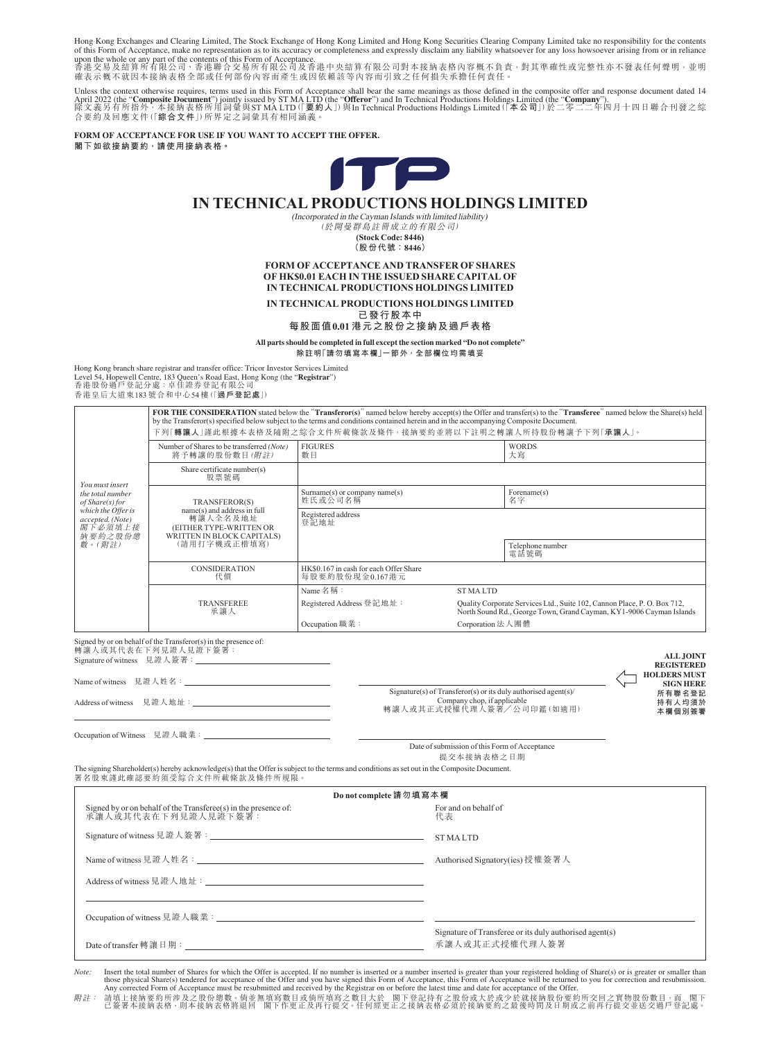Hong Kong Exchanges and Clearing Limited, The Stock Exchange of Hong Kong Limited and Hong Kong Securities Clearing Company Limited take no responsibility for the contents of this Form of Acceptance, make no representation as to its accuracy or completeness and expressly disclaim any liability whatsoever for any loss howsoever arising from or in reliance upon the whole or any part of the contents of this Form of Acceptance.
香港交易及結算所有限公司、香港聯合交易所有限公司及香港中央結算有限公司對本接納表格內容概不負責，對其準確性或完整性亦不發表任何聲明，並明確表示概不就因本接納表格全部或任何部份內容而產生或因依賴該等內容而引致之任何損失承擔任何責任。

Unless the context otherwise requires, terms used in this Form of Acceptance shall bear the same meanings as those defined in the composite offer and response document dated 14 April 2022 (the "**Composite Document**") jointly issued by ST MA LTD (the "**Offeror**") and In Technical Productions Holdings Limited (the "**Company**").
除文義另有所指外，本接納表格所用詞彙與ST MA LTD（「**要約人**」）與In Technical Productions Holdings Limited（「**本公司**」）於二零二二年四月十四日聯合刊發之綜合要約及回應文件（「**綜合文件**」）所界定之詞彙具有相同涵義。

**FORM OF ACCEPTANCE FOR USE IF YOU WANT TO ACCEPT THE OFFER.**
**閣下如欲接納要約，請使用接納表格。**

ITP

# IN TECHNICAL PRODUCTIONS HOLDINGS LIMITED

*(Incorporated in the Cayman Islands with limited liability)*
*（於開曼群島註冊成立的有限公司）*
**(Stock Code: 8446)**
**（股份代號：8446）**

**FORM OF ACCEPTANCE AND TRANSFER OF SHARES OF HK$0.01 EACH IN THE ISSUED SHARE CAPITAL OF IN TECHNICAL PRODUCTIONS HOLDINGS LIMITED**

**IN TECHNICAL PRODUCTIONS HOLDINGS LIMITED**
**已發行股本中**
**每股面值0.01港元之股份之接納及過戶表格**

**All parts should be completed in full except the section marked "Do not complete"**
**除註明「請勿填寫本欄」一節外，全部欄位均需填妥**

Hong Kong branch share registrar and transfer office: Tricor Investor Services Limited
Level 54, Hopewell Centre, 183 Queen's Road East, Hong Kong (the "**Registrar**")
香港股份過戶登記分處：卓佳證券登記有限公司
香港皇后大道東183號合和中心54樓（「**過戶登記處**」）

| | **FOR THE CONSIDERATION** stated below the "**Transferor(s)**" named below hereby accept(s) the Offer and transfer(s) to the "**Transferee**" named below the Share(s) held by the Transferor(s) specified below subject to the terms and conditions contained herein and in the accompanying Composite Document.<br>下列「**轉讓人**」謹此根據本表格及隨附之綜合文件所載條款及條件，接納要約並將以下註明之轉讓人所持股份轉讓予下列「**承讓人**」。 | | |
|---|---|---|---|
| *You must insert the total number of Share(s) for which the Offer is accepted. (Note)*<br>*閣下必須填上接納要約之股份總數。(附註)* | Number of Shares to be transferred *(Note)*<br>將予轉讓的股份數目*(附註)* | FIGURES<br>數目 | WORDS<br>大寫 |
| | Share certificate number(s)<br>股票號碼 | | |
| | TRANSFEROR(S)<br>name(s) and address in full<br>轉讓人全名及地址<br>(EITHER TYPE-WRITTEN OR WRITTEN IN BLOCK CAPITALS)<br>（請用打字機或正楷填寫） | Surname(s) or company name(s)<br>姓氏或公司名稱 | Forename(s)<br>名字 |
| | | Registered address<br>登記地址 | |
| | | | Telephone number<br>電話號碼 |
| | CONSIDERATION<br>代價 | HK$0.167 in cash for each Offer Share<br>每股要約股份現金0.167港元 | |
| | TRANSFEREE<br>承讓人 | Name 名稱： | ST MA LTD |
| | | Registered Address 登記地址： | Quality Corporate Services Ltd., Suite 102, Cannon Place, P. O. Box 712, North Sound Rd., George Town, Grand Cayman, KY1-9006 Cayman Islands |
| | | Occupation 職業： | Corporation 法人團體 |

Signed by or on behalf of the Transferor(s) in the presence of:
轉讓人或其代表在下列見證人見證下簽署：

Signature of witness 見證人簽署：______________________

Name of witness 見證人姓名：______________________

Address of witness 見證人地址：______________________

Occupation of Witness 見證人職業：______________________

______________________
Signature(s) of Transferor(s) or its duly authorised agent(s)/ Company chop, if applicable
轉讓人或其正式授權代理人簽署／公司印鑑（如適用）

**ALL JOINT REGISTERED HOLDERS MUST SIGN HERE**
**所有聯名登記持有人均須於本欄個別簽署**

______________________
Date of submission of this Form of Acceptance
提交本接納表格之日期

The signing Shareholder(s) hereby acknowledge(s) that the Offer is subject to the terms and conditions as set out in the Composite Document.
署名股東謹此確認要約須受綜合文件所載條款及條件所規限。

**Do not complete 請勿填寫本欄**

Signed by or on behalf of the Transferee(s) in the presence of:
承讓人或其代表在下列見證人見證下簽署：

Signature of witness 見證人簽署：______________________

Name of witness 見證人姓名：______________________

Address of witness 見證人地址：______________________

Occupation of witness 見證人職業：______________________

Date of transfer 轉讓日期：______________________

For and on behalf of
代表

ST MA LTD

Authorised Signatory(ies) 授權簽署人

______________________
Signature of Transferee or its duly authorised agent(s)
承讓人或其正式授權代理人簽署

*Note:* Insert the total number of Shares for which the Offer is accepted. If no number is inserted or a number inserted is greater than your registered holding of Share(s) or is greater or smaller than those physical Share(s) tendered for acceptance of the Offer and you have signed this Form of Acceptance, this Form of Acceptance will be returned to you for correction and resubmission. Any corrected Form of Acceptance must be resubmitted and received by the Registrar on or before the latest time and date for acceptance of the Offer.

*附註：* 請填上接納要約所涉及之股份總數。倘並無填寫數目或倘所填寫之數目大於　閣下登記持有之股份或大於或少於就接納股份要約所交回之實物股份數目，而　閣下已簽署本接納表格，則本接納表格將退回　閣下作更正及再行提交。任何經更正之接納表格必須於接納要約之最後時間及日期或之前再行提交並送交過戶登記處。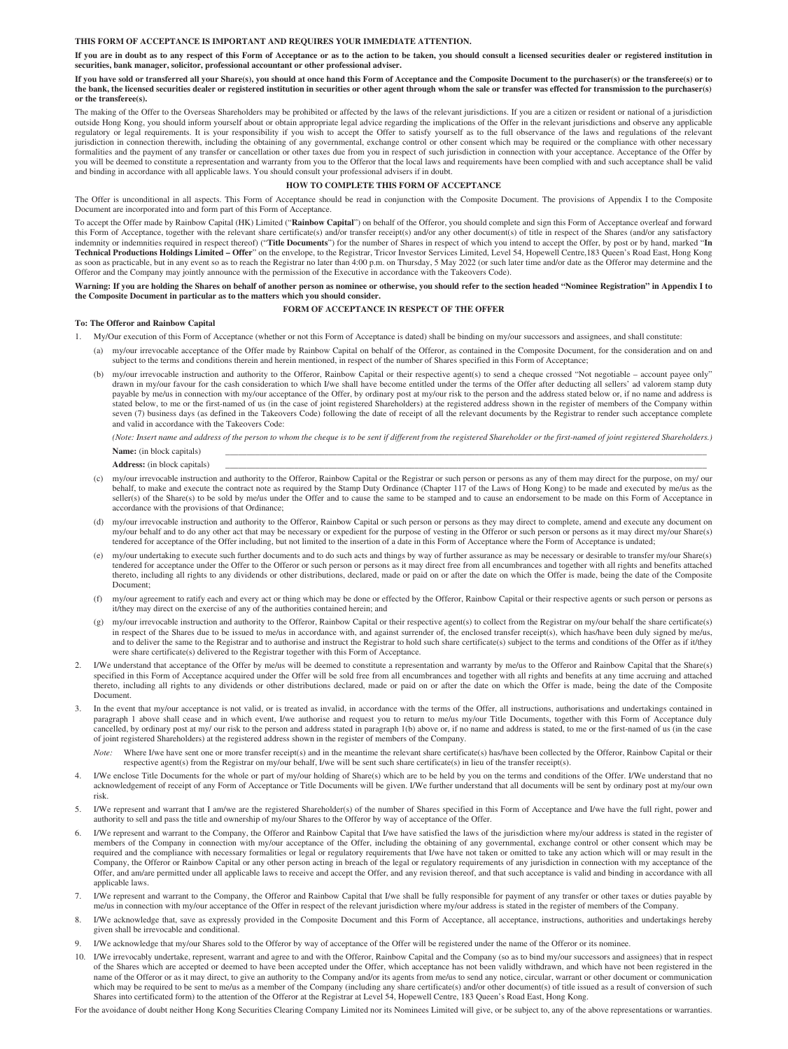**THIS FORM OF ACCEPTANCE IS IMPORTANT AND REQUIRES YOUR IMMEDIATE ATTENTION.**

**If you are in doubt as to any respect of this Form of Acceptance or as to the action to be taken, you should consult a licensed securities dealer or registered institution in securities, bank manager, solicitor, professional accountant or other professional adviser.**

**If you have sold or transferred all your Share(s), you should at once hand this Form of Acceptance and the Composite Document to the purchaser(s) or the transferee(s) or to the bank, the licensed securities dealer or registered institution in securities or other agent through whom the sale or transfer was effected for transmission to the purchaser(s) or the transferee(s).**

The making of the Offer to the Overseas Shareholders may be prohibited or affected by the laws of the relevant jurisdictions. If you are a citizen or resident or national of a jurisdiction outside Hong Kong, you should inform yourself about or obtain appropriate legal advice regarding the implications of the Offer in the relevant jurisdictions and observe any applicable regulatory or legal requirements. It is your responsibility if you wish to accept the Offer to satisfy yourself as to the full observance of the laws and regulations of the relevant jurisdiction in connection therewith, including the obtaining of any governmental, exchange control or other consent which may be required or the compliance with other necessary formalities and the payment of any transfer or cancellation or other taxes due from you in respect of such jurisdiction in connection with your acceptance. Acceptance of the Offer by you will be deemed to constitute a representation and warranty from you to the Offeror that the local laws and requirements have been complied with and such acceptance shall be valid and binding in accordance with all applicable laws. You should consult your professional advisers if in doubt.

## HOW TO COMPLETE THIS FORM OF ACCEPTANCE

The Offer is unconditional in all aspects. This Form of Acceptance should be read in conjunction with the Composite Document. The provisions of Appendix I to the Composite Document are incorporated into and form part of this Form of Acceptance.

To accept the Offer made by Rainbow Capital (HK) Limited ("**Rainbow Capital**") on behalf of the Offeror, you should complete and sign this Form of Acceptance overleaf and forward this Form of Acceptance, together with the relevant share certificate(s) and/or transfer receipt(s) and/or any other document(s) of title in respect of the Shares (and/or any satisfactory indemnity or indemnities required in respect thereof) ("**Title Documents**") for the number of Shares in respect of which you intend to accept the Offer, by post or by hand, marked "**In Technical Productions Holdings Limited – Offer**" on the envelope, to the Registrar, Tricor Investor Services Limited, Level 54, Hopewell Centre,183 Queen's Road East, Hong Kong as soon as practicable, but in any event so as to reach the Registrar no later than 4:00 p.m. on Thursday, 5 May 2022 (or such later time and/or date as the Offeror may determine and the Offeror and the Company may jointly announce with the permission of the Executive in accordance with the Takeovers Code).

**Warning: If you are holding the Shares on behalf of another person as nominee or otherwise, you should refer to the section headed "Nominee Registration" in Appendix I to the Composite Document in particular as to the matters which you should consider.**

## FORM OF ACCEPTANCE IN RESPECT OF THE OFFER

**To: The Offeror and Rainbow Capital**

1. My/Our execution of this Form of Acceptance (whether or not this Form of Acceptance is dated) shall be binding on my/our successors and assignees, and shall constitute:

   (a) my/our irrevocable acceptance of the Offer made by Rainbow Capital on behalf of the Offeror, as contained in the Composite Document, for the consideration and on and subject to the terms and conditions therein and herein mentioned, in respect of the number of Shares specified in this Form of Acceptance;

   (b) my/our irrevocable instruction and authority to the Offeror, Rainbow Capital or their respective agent(s) to send a cheque crossed "Not negotiable – account payee only" drawn in my/our favour for the cash consideration to which I/we shall have become entitled under the terms of the Offer after deducting all sellers' ad valorem stamp duty payable by me/us in connection with my/our acceptance of the Offer, by ordinary post at my/our risk to the person and the address stated below or, if no name and address is stated below, to me or the first-named of us (in the case of joint registered Shareholders) at the registered address shown in the register of members of the Company within seven (7) business days (as defined in the Takeovers Code) following the date of receipt of all the relevant documents by the Registrar to render such acceptance complete and valid in accordance with the Takeovers Code:

   *(Note: Insert name and address of the person to whom the cheque is to be sent if different from the registered Shareholder or the first-named of joint registered Shareholders.)*

   **Name:** (in block capitals) \_\_\_\_\_\_\_\_\_\_\_\_\_\_\_\_\_\_\_\_\_\_\_\_\_\_\_\_\_\_\_\_\_\_\_\_\_\_\_\_

   **Address:** (in block capitals) \_\_\_\_\_\_\_\_\_\_\_\_\_\_\_\_\_\_\_\_\_\_\_\_\_\_\_\_\_\_\_\_\_\_\_\_\_\_\_\_

   (c) my/our irrevocable instruction and authority to the Offeror, Rainbow Capital or the Registrar or such person or persons as any of them may direct for the purpose, on my/ our behalf, to make and execute the contract note as required by the Stamp Duty Ordinance (Chapter 117 of the Laws of Hong Kong) to be made and executed by me/us as the seller(s) of the Share(s) to be sold by me/us under the Offer and to cause the same to be stamped and to cause an endorsement to be made on this Form of Acceptance in accordance with the provisions of that Ordinance;

   (d) my/our irrevocable instruction and authority to the Offeror, Rainbow Capital or such person or persons as they may direct to complete, amend and execute any document on my/our behalf and to do any other act that may be necessary or expedient for the purpose of vesting in the Offeror or such person or persons as it may direct my/our Share(s) tendered for acceptance of the Offer including, but not limited to the insertion of a date in this Form of Acceptance where the Form of Acceptance is undated;

   (e) my/our undertaking to execute such further documents and to do such acts and things by way of further assurance as may be necessary or desirable to transfer my/our Share(s) tendered for acceptance under the Offer to the Offeror or such person or persons as it may direct free from all encumbrances and together with all rights and benefits attached thereto, including all rights to any dividends or other distributions, declared, made or paid on or after the date on which the Offer is made, being the date of the Composite Document;

   (f) my/our agreement to ratify each and every act or thing which may be done or effected by the Offeror, Rainbow Capital or their respective agents or such person or persons as it/they may direct on the exercise of any of the authorities contained herein; and

   (g) my/our irrevocable instruction and authority to the Offeror, Rainbow Capital or their respective agent(s) to collect from the Registrar on my/our behalf the share certificate(s) in respect of the Shares due to be issued to me/us in accordance with, and against surrender of, the enclosed transfer receipt(s), which has/have been duly signed by me/us, and to deliver the same to the Registrar and to authorise and instruct the Registrar to hold such share certificate(s) subject to the terms and conditions of the Offer as if it/they were share certificate(s) delivered to the Registrar together with this Form of Acceptance.

2. I/We understand that acceptance of the Offer by me/us will be deemed to constitute a representation and warranty by me/us to the Offeror and Rainbow Capital that the Share(s) specified in this Form of Acceptance acquired under the Offer will be sold free from all encumbrances and together with all rights and benefits at any time accruing and attached thereto, including all rights to any dividends or other distributions declared, made or paid on or after the date on which the Offer is made, being the date of the Composite Document.

3. In the event that my/our acceptance is not valid, or is treated as invalid, in accordance with the terms of the Offer, all instructions, authorisations and undertakings contained in paragraph 1 above shall cease and in which event, I/we authorise and request you to return to me/us my/our Title Documents, together with this Form of Acceptance duly cancelled, by ordinary post at my/ our risk to the person and address stated in paragraph 1(b) above or, if no name and address is stated, to me or the first-named of us (in the case of joint registered Shareholders) at the registered address shown in the register of members of the Company.

   *Note:* Where I/we have sent one or more transfer receipt(s) and in the meantime the relevant share certificate(s) has/have been collected by the Offeror, Rainbow Capital or their respective agent(s) from the Registrar on my/our behalf, I/we will be sent such share certificate(s) in lieu of the transfer receipt(s).

4. I/We enclose Title Documents for the whole or part of my/our holding of Share(s) which are to be held by you on the terms and conditions of the Offer. I/We understand that no acknowledgement of receipt of any Form of Acceptance or Title Documents will be given. I/We further understand that all documents will be sent by ordinary post at my/our own risk.

5. I/We represent and warrant that I am/we are the registered Shareholder(s) of the number of Shares specified in this Form of Acceptance and I/we have the full right, power and authority to sell and pass the title and ownership of my/our Shares to the Offeror by way of acceptance of the Offer.

6. I/We represent and warrant to the Company, the Offeror and Rainbow Capital that I/we have satisfied the laws of the jurisdiction where my/our address is stated in the register of members of the Company in connection with my/our acceptance of the Offer, including the obtaining of any governmental, exchange control or other consent which may be required and the compliance with necessary formalities or legal or regulatory requirements that I/we have not taken or omitted to take any action which will or may result in the Company, the Offeror or Rainbow Capital or any other person acting in breach of the legal or regulatory requirements of any jurisdiction in connection with my acceptance of the Offer, and am/are permitted under all applicable laws to receive and accept the Offer, and any revision thereof, and that such acceptance is valid and binding in accordance with all applicable laws.

7. I/We represent and warrant to the Company, the Offeror and Rainbow Capital that I/we shall be fully responsible for payment of any transfer or other taxes or duties payable by me/us in connection with my/our acceptance of the Offer in respect of the relevant jurisdiction where my/our address is stated in the register of members of the Company.

8. I/We acknowledge that, save as expressly provided in the Composite Document and this Form of Acceptance, all acceptance, instructions, authorities and undertakings hereby given shall be irrevocable and conditional.

9. I/We acknowledge that my/our Shares sold to the Offeror by way of acceptance of the Offer will be registered under the name of the Offeror or its nominee.

10. I/We irrevocably undertake, represent, warrant and agree to and with the Offeror, Rainbow Capital and the Company (so as to bind my/our successors and assignees) that in respect of the Shares which are accepted or deemed to have been accepted under the Offer, which acceptance has not been validly withdrawn, and which have not been registered in the name of the Offeror or as it may direct, to give an authority to the Company and/or its agents from me/us to send any notice, circular, warrant or other document or communication which may be required to be sent to me/us as a member of the Company (including any share certificate(s) and/or other document(s) of title issued as a result of conversion of such Shares into certificated form) to the attention of the Offeror at the Registrar at Level 54, Hopewell Centre, 183 Queen's Road East, Hong Kong.

For the avoidance of doubt neither Hong Kong Securities Clearing Company Limited nor its Nominees Limited will give, or be subject to, any of the above representations or warranties.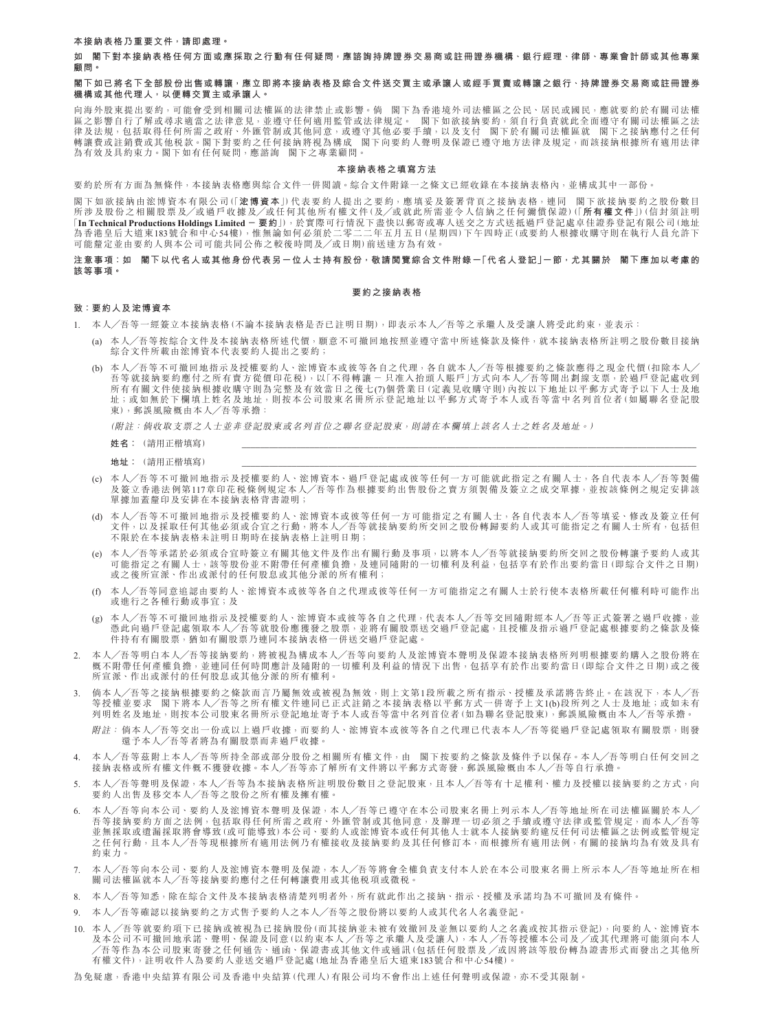**本接納表格乃重要文件，請即處理。**

**如　閣下對本接納表格任何方面或應採取之行動有任何疑問，應諮詢持牌證券交易商或註冊證券機構、銀行經理、律師、專業會計師或其他專業顧問。**

**閣下如已將名下全部股份出售或轉讓，應立即將本接納表格及綜合文件送交買主或承讓人或經手買賣或轉讓之銀行、持牌證券交易商或註冊證券機構或其他代理人，以便轉交買主或承讓人。**

向海外股東提出要約，可能會受到相關司法權區的法律禁止或影響。倘　閣下為香港境外司法權區之公民、居民或國民，應就要約於有關司法權區之影響自行了解或尋求適當之法律意見，並遵守任何適用監管或法律規定。　閣下如欲接納要約，須自行負責就此全面遵守有關司法權區之法律及法規，包括取得任何所需之政府、外匯管制或其他同意，或遵守其他必要手續，以及支付　閣下於有關司法權區就　閣下之接納應付之任何轉讓費或其他註銷費或其他稅款。閣下對要約之任何接納將視為構成　閣下向要約人聲明及保證已遵守地方法律及規定，而該接納根據所有適用法律為有效及具約束力。閣下如有任何疑問，應諮詢　閣下之專業顧問。

**本接納表格之填寫方法**

要約於所有方面為無條件，本接納表格應與綜合文件一併閱讀。綜合文件附錄一之條文已經收錄在本接納表格內，並構成其中一部份。

閣下如欲接納由滊博資本有限公司(「**滊博資本**」)代表要約人提出之要約，應填妥及簽署背頁之接納表格，連同　閣下欲接納要約之股份數目所涉及股份之相關股票及／或過戶收據及／或任何其他所有權文件(及／或就此所需並令人信納之任何彌償保證)(「**所有權文件**」)(信封須註明「**In Technical Productions Holdings Limited － 要約**」)，於實際可行情況下盡快以郵寄或專人送交之方式送抵過戶登記處卓佳證券登記有限公司(地址為香港皇后大道東183號合和中心54樓)，惟無論如何必須於二零二二年五月五日(星期四)下午四時正(或要約人根據收購守則在執行人員允許下可能釐定並由要約人與本公司可能共同公佈之較後時間及／或日期)前送達方為有效。

**注意事項：如　閣下以代名人或其他身份代表另一位人士持有股份，敬請閱覽綜合文件附錄一「代名人登記」一節，尤其關於　閣下應加以考慮的該等事項。**

**要約之接納表格**

**致：要約人及滊博資本**

1. 本人／吾等一經簽立本接納表格(不論本接納表格是否已註明日期)，即表示本人／吾等之承繼人及受讓人將受此約束，並表示：

   (a) 本人／吾等按綜合文件及本接納表格所述代價，願意不可撤回地按照並遵守當中所述條款及條件，就本接納表格所註明之股份數目接納綜合文件所載由滊博資本代表要約人提出之要約；

   (b) 本人／吾等不可撤回地指示及授權要約人、滊博資本或彼等各自之代理，各自就本人／吾等根據要約之條款應得之現金代價(扣除本人／吾等就接納要約應付之所有賣方從價印花稅)，以「不得轉讓 － 只准入抬頭人賬戶」方式向本人／吾等開出劃線支票，於過戶登記處收到所有有關文件使接納根據收購守則為完整及有效當日之後七(7)個營業日(定義見收購守則)內按以下地址以平郵方式寄予以下人士及地址；或如無於下欄填上姓名及地址，則按本公司股東名冊所示登記地址以平郵方式寄予本人或吾等當中名列首位者(如屬聯名登記股東)，郵誤風險概由本人／吾等承擔：

   *(附註：倘收取支票之人士並非登記股東或名列首位之聯名登記股東，則請在本欄填上該名人士之姓名及地址。)*

   姓名：(請用正楷填寫)　＿＿＿＿＿＿＿＿＿＿＿＿＿＿＿＿＿＿＿＿＿＿＿＿＿＿＿＿

   地址：(請用正楷填寫)　＿＿＿＿＿＿＿＿＿＿＿＿＿＿＿＿＿＿＿＿＿＿＿＿＿＿＿＿

   (c) 本人／吾等不可撤回地指示及授權要約人、滊博資本、過戶登記處或彼等任何一方可能就此指定之有關人士，各自代表本人／吾等製備及簽立香港法例第117章印花稅條例規定本人／吾等作為根據要約出售股份之賣方須製備及簽立之成交單據，並按該條例之規定安排該單據加蓋釐印及安排在本接納表格背書證明；

   (d) 本人／吾等不可撤回地指示及授權要約人、滊博資本或彼等任何一方可能指定之有關人士，各自代表本人／吾等填妥、修改及簽立任何文件，以及採取任何其他必須或合宜之行動，將本人／吾等就接納要約所交回之股份轉歸要約人或其可能指定之有關人士所有，包括但不限於在本接納表格未註明日期時在接納表格上註明日期；

   (e) 本人／吾等承諾於必須或合宜時簽立有關其他文件及作出有關行動及事項，以將本人／吾等就接納要約所交回之股份轉讓予要約人或其可能指定之有關人士，該等股份並不附帶任何產權負擔，及連同隨附的一切權利及利益，包括享有於作出要約當日(即綜合文件之日期)或之後所宣派、作出或派付的任何股息或其他分派的所有權利；

   (f) 本人／吾等同意追認由要約人、滊博資本或彼等各自之代理或彼等任何一方可能指定之有關人士於行使本表格所載任何權利時可能作出或進行之各種行動或事宜；及

   (g) 本人／吾等不可撤回地指示及授權要約人、滊博資本或彼等各自之代理，代表本人／吾等交回隨附經本人／吾等正式簽署之過戶收據，並憑此向過戶登記處領取本人／吾等就股份應獲發之股票，並將有關股票送交過戶登記處，且授權及指示過戶登記處根據要約之條款及條件持有有關股票，猶如有關股票乃連同本接納表格一併送交過戶登記處。

2. 本人／吾等明白本人／吾等接納要約，將被視為構成本人／吾等向要約人及滊博資本聲明及保證本接納表格所列明根據要約購入之股份將在概不附帶任何產權負擔，並連同任何時間應計及隨附的一切權利及利益的情況下出售，包括享有於作出要約當日(即綜合文件之日期)或之後所宣派、作出或派付的任何股息或其他分派的所有權利。

3. 倘本人／吾等之接納根據要約之條款而言乃屬無效或被視為無效，則上文第1段所載之所有指示、授權及承諾將告終止。在該況下，本人／吾等授權並要求　閣下將本人／吾等之所有權文件連同已正式註銷之本接納表格以平郵方式一併寄予上文1(b)段所列之人士及地址；或如未有列明姓名及地址，則按本公司股東名冊所示登記地址寄予本人或吾等當中名列首位者(如為聯名登記股東)，郵誤風險概由本人／吾等承擔。

   *附註：* 倘本人／吾等交出一份或以上過戶收據，而要約人、滊博資本或彼等各自之代理已代表本人／吾等從過戶登記處領取有關股票，則發還予本人／吾等者將為有關股票而非過戶收據。

4. 本人／吾等茲附上本人／吾等所持全部或部分股份之相關所有權文件，由　閣下按要約之條款及條件予以保存。本人／吾等明白任何交回之接納表格或所有權文件概不獲發收據。本人／吾等亦了解所有文件將以平郵方式寄發，郵誤風險概由本人／吾等自行承擔。

5. 本人／吾等聲明及保證，本人／吾等為本接納表格所註明股份數目之登記股東，且本人／吾等有十足權利、權力及授權以接納要約之方式，向要約人出售及移交本人／吾等之股份之所有權及擁有權。

6. 本人／吾等向本公司、要約人及滊博資本聲明及保證，本人／吾等已遵守在本公司股東名冊上列示本人／吾等地址所在司法權區關於本人／吾等接納要約方面之法例，包括取得任何所需之政府、外匯管制或其他同意，及辦理一切必須之手續或遵守法律或監管規定，而本人／吾等並無採取或遺漏採取將會導致(或可能導致)本公司、要約人或滊博資本或任何其他人士就本人接納要約違反任何司法權區之法例或監管規定之任何行動，且本人／吾等現根據所有適用法例乃有權接收及接納要約及其任何修訂本，而根據所有適用法例，有關的接納均為有效及具有約束力。

7. 本人／吾等向本公司、要約人及滊博資本聲明及保證，本人／吾等將會全權負責支付本人於在本公司股東名冊上所示本人／吾等地址所在相關司法權區就本人／吾等接納要約應付之任何轉讓費用或其他稅項或徵稅。

8. 本人／吾等知悉，除在綜合文件及本接納表格清楚列明者外，所有就此作出之接納、指示、授權及承諾均為不可撤回及有條件。

9. 本人／吾等確認以接納要約之方式售予要約人之本人／吾等之股份將以要約人或其代名人名義登記。

10. 本人／吾等就要約項下已接納或被視為已接納股份(而其接納並未被有效撤回及並無以要約人之名義或按其指示登記)，向要約人、滊博資本及本公司不可撤回地承諾、聲明、保證及同意(以約束本人／吾等之承繼人及受讓人)，本人／吾等授權本公司及／或其代理將可能須向本人／吾等作為本公司股東寄發之任何通告、通函、保證書或其他文件或通訊(包括任何股票及／或因將該等股份轉為證書形式而發出之其他所有權文件)，註明收件人為要約人並送交過戶登記處(地址為香港皇后大道東183號合和中心54樓)。

為免疑慮，香港中央結算有限公司及香港中央結算(代理人)有限公司均不會作出上述任何聲明或保證，亦不受其限制。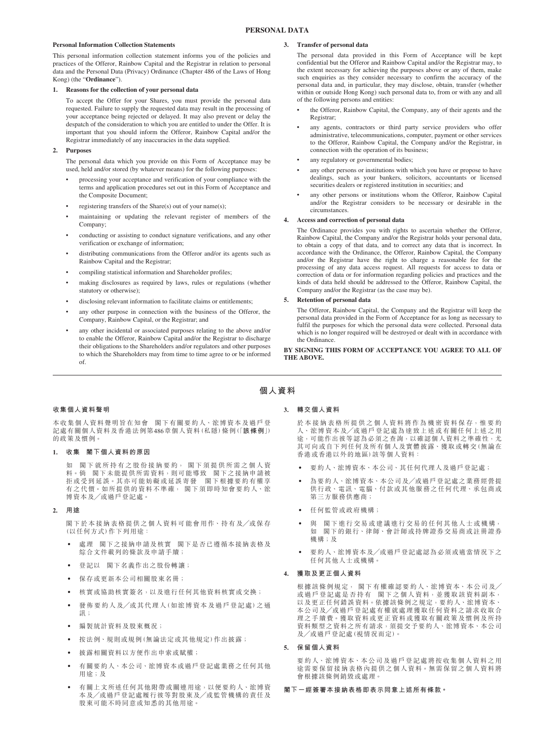# PERSONAL DATA

**Personal Information Collection Statements**

This personal information collection statement informs you of the policies and practices of the Offeror, Rainbow Capital and the Registrar in relation to personal data and the Personal Data (Privacy) Ordinance (Chapter 486 of the Laws of Hong Kong) (the "**Ordinance**").

**1. Reasons for the collection of your personal data**

To accept the Offer for your Shares, you must provide the personal data requested. Failure to supply the requested data may result in the processing of your acceptance being rejected or delayed. It may also prevent or delay the despatch of the consideration to which you are entitled to under the Offer. It is important that you should inform the Offeror, Rainbow Capital and/or the Registrar immediately of any inaccuracies in the data supplied.

**2. Purposes**

The personal data which you provide on this Form of Acceptance may be used, held and/or stored (by whatever means) for the following purposes:

- processing your acceptance and verification of your compliance with the terms and application procedures set out in this Form of Acceptance and the Composite Document;
- registering transfers of the Share(s) out of your name(s);
- maintaining or updating the relevant register of members of the Company;
- conducting or assisting to conduct signature verifications, and any other verification or exchange of information;
- distributing communications from the Offeror and/or its agents such as Rainbow Capital and the Registrar;
- compiling statistical information and Shareholder profiles;
- making disclosures as required by laws, rules or regulations (whether statutory or otherwise);
- disclosing relevant information to facilitate claims or entitlements;
- any other purpose in connection with the business of the Offeror, the Company, Rainbow Capital, or the Registrar; and
- any other incidental or associated purposes relating to the above and/or to enable the Offeror, Rainbow Capital and/or the Registrar to discharge their obligations to the Shareholders and/or regulators and other purposes to which the Shareholders may from time to time agree to or be informed of.

**3. Transfer of personal data**

The personal data provided in this Form of Acceptance will be kept confidential but the Offeror and Rainbow Capital and/or the Registrar may, to the extent necessary for achieving the purposes above or any of them, make such enquiries as they consider necessary to confirm the accuracy of the personal data and, in particular, they may disclose, obtain, transfer (whether within or outside Hong Kong) such personal data to, from or with any and all of the following persons and entities:

- the Offeror, Rainbow Capital, the Company, any of their agents and the Registrar;
- any agents, contractors or third party service providers who offer administrative, telecommunications, computer, payment or other services to the Offeror, Rainbow Capital, the Company and/or the Registrar, in connection with the operation of its business;
- any regulatory or governmental bodies;
- any other persons or institutions with which you have or propose to have dealings, such as your bankers, solicitors, accountants or licensed securities dealers or registered institution in securities; and
- any other persons or institutions whom the Offeror, Rainbow Capital and/or the Registrar considers to be necessary or desirable in the circumstances.

**4. Access and correction of personal data**

The Ordinance provides you with rights to ascertain whether the Offeror, Rainbow Capital, the Company and/or the Registrar holds your personal data, to obtain a copy of that data, and to correct any data that is incorrect. In accordance with the Ordinance, the Offeror, Rainbow Capital, the Company and/or the Registrar have the right to charge a reasonable fee for the processing of any data access request. All requests for access to data or correction of data or for information regarding policies and practices and the kinds of data held should be addressed to the Offeror, Rainbow Capital, the Company and/or the Registrar (as the case may be).

**5. Retention of personal data**

The Offeror, Rainbow Capital, the Company and the Registrar will keep the personal data provided in the Form of Acceptance for as long as necessary to fulfil the purposes for which the personal data were collected. Personal data which is no longer required will be destroyed or dealt with in accordance with the Ordinance.

**BY SIGNING THIS FORM OF ACCEPTANCE YOU AGREE TO ALL OF THE ABOVE.**

# 個人資料

**收集個人資料聲明**

本收集個人資料聲明旨在知會　閣下有關要約人、浤博資本及過戶登記處有關個人資料及香港法例第486章個人資料(私隱)條例(「**該條例**」)的政策及慣例。

**1. 收集　閣下個人資料的原因**

如　閣下就所持有之股份接納要約，　閣下須提供所需之個人資料。倘　閣下未能提供所需資料，則可能導致　閣下之接納申請被拒或受到延誤。其亦可能妨礙或延誤寄發　閣下根據要約有權享有之代價。如所提供的資料不準確，　閣下須即時知會要約人、浤博資本及／或過戶登記處。

**2. 用途**

閣下於本接納表格提供之個人資料可能會用作、持有及／或保存(以任何方式)作下列用途：

- 處理　閣下之接納申請及核實　閣下是否已遵循本接納表格及綜合文件載列的條款及申請手續；
- 登記以　閣下名義作出之股份轉讓；
- 保存或更新本公司相關股東名冊；
- 核實或協助核實簽名，以及進行任何其他資料核實或交換；
- 發佈要約人及／或其代理人(如浤博資本及過戶登記處)之通訊；
- 編製統計資料及股東概況；
- 按法例、規則或規例(無論法定或其他規定)作出披露；
- 披露相關資料以方便作出申索或賦權；
- 有關要約人、本公司、浤博資本或過戶登記處業務之任何其他用途；及
- 有關上文所述任何其他附帶或關連用途，以便要約人、浤博資本及／或過戶登記處履行彼等對股東及／或監管機構的責任及股東可能不時同意或知悉的其他用途。

**3. 轉交個人資料**

於本接納表格所提供之個人資料將作為機密資料保存，惟要約人、浤博資本及／或過戶登記處為達致上述或有關任何上述之用途，可能作出彼等認為必須之查詢，以確認個人資料之準確性，尤其可向或自下列任何及所有個人及實體披露、獲取或轉交(無論在香港或香港以外的地區)該等個人資料：

- 要約人、浤博資本、本公司、其任何代理人及過戶登記處；
- 為要約人、浤博資本、本公司及／或過戶登記處之業務經營提供行政、電訊、電腦、付款或其他服務之任何代理、承包商或第三方服務供應商；
- 任何監管或政府機構；
- 與　閣下進行交易或建議進行交易的任何其他人士或機構，如　閣下的銀行、律師、會計師或持牌證券交易商或註冊證券機構；及
- 要約人、浤博資本及／或過戶登記處認為必須或適當情況下之任何其他人士或機構。

**4. 獲取及更正個人資料**

根據該條例規定，　閣下有權確認要約人、浤博資本、本公司及／或過戶登記處是否持有　閣下之個人資料，並獲取該資料副本，以及更正任何錯誤資料。依據該條例之規定，要約人、浤博資本、本公司及／或過戶登記處有權就處理獲取任何資料之請求收取合理之手續費。獲取資料或更正資料或獲取有關政策及慣例及所持資料類型之資料之所有請求，須提交予要約人、浤博資本、本公司及／或過戶登記處(視情況而定)。

**5. 保留個人資料**

要約人、浤博資本、本公司及過戶登記處將按收集個人資料之用途需要保留接納表格內提供之個人資料。無需保留之個人資料將會根據該條例銷毀或處理。

**閣下一經簽署本接納表格即表示同意上述所有條款。**